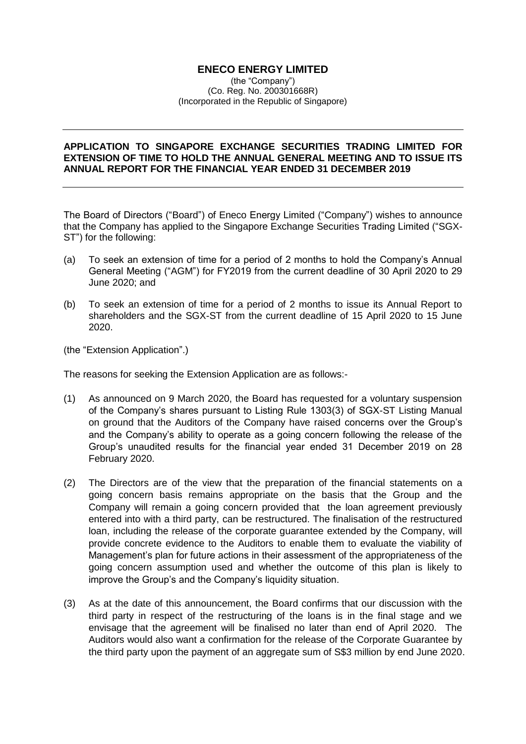# ENECO ENERGY LIMITED

(the "Company")
(Co. Reg. No. 200301668R)
(Incorporated in the Republic of Singapore)

---

**APPLICATION TO SINGAPORE EXCHANGE SECURITIES TRADING LIMITED FOR EXTENSION OF TIME TO HOLD THE ANNUAL GENERAL MEETING AND TO ISSUE ITS ANNUAL REPORT FOR THE FINANCIAL YEAR ENDED 31 DECEMBER 2019**

---

The Board of Directors ("Board") of Eneco Energy Limited ("Company") wishes to announce that the Company has applied to the Singapore Exchange Securities Trading Limited ("SGX-ST") for the following:

(a) To seek an extension of time for a period of 2 months to hold the Company's Annual General Meeting ("AGM") for FY2019 from the current deadline of 30 April 2020 to 29 June 2020; and

(b) To seek an extension of time for a period of 2 months to issue its Annual Report to shareholders and the SGX-ST from the current deadline of 15 April 2020 to 15 June 2020.

(the "Extension Application".)

The reasons for seeking the Extension Application are as follows:-

(1) As announced on 9 March 2020, the Board has requested for a voluntary suspension of the Company's shares pursuant to Listing Rule 1303(3) of SGX-ST Listing Manual on ground that the Auditors of the Company have raised concerns over the Group's and the Company's ability to operate as a going concern following the release of the Group's unaudited results for the financial year ended 31 December 2019 on 28 February 2020.

(2) The Directors are of the view that the preparation of the financial statements on a going concern basis remains appropriate on the basis that the Group and the Company will remain a going concern provided that the loan agreement previously entered into with a third party, can be restructured. The finalisation of the restructured loan, including the release of the corporate guarantee extended by the Company, will provide concrete evidence to the Auditors to enable them to evaluate the viability of Management's plan for future actions in their assessment of the appropriateness of the going concern assumption used and whether the outcome of this plan is likely to improve the Group's and the Company's liquidity situation.

(3) As at the date of this announcement, the Board confirms that our discussion with the third party in respect of the restructuring of the loans is in the final stage and we envisage that the agreement will be finalised no later than end of April 2020. The Auditors would also want a confirmation for the release of the Corporate Guarantee by the third party upon the payment of an aggregate sum of S$3 million by end June 2020.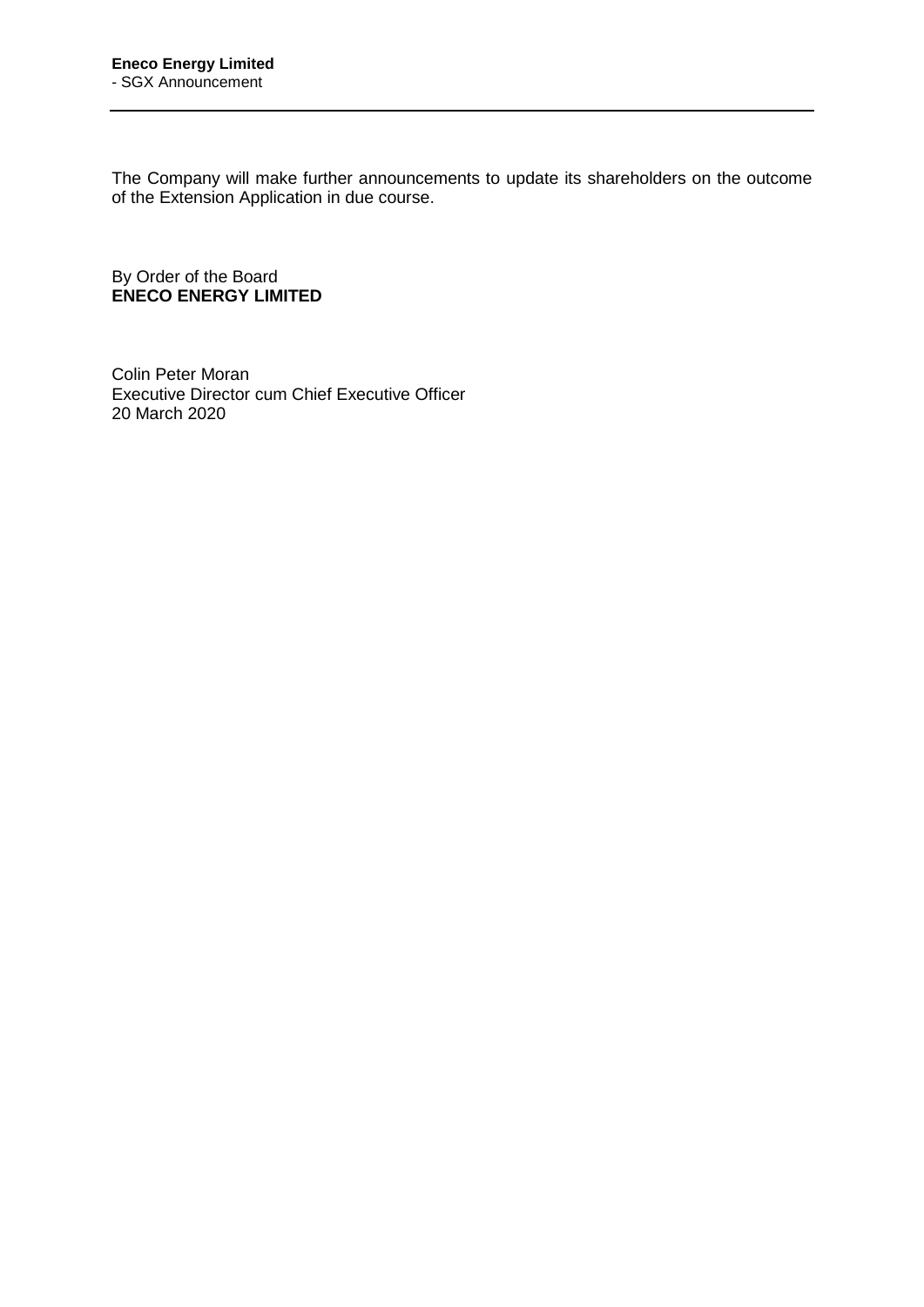The Company will make further announcements to update its shareholders on the outcome of the Extension Application in due course.

By Order of the Board
**ENECO ENERGY LIMITED**

Colin Peter Moran
Executive Director cum Chief Executive Officer
20 March 2020